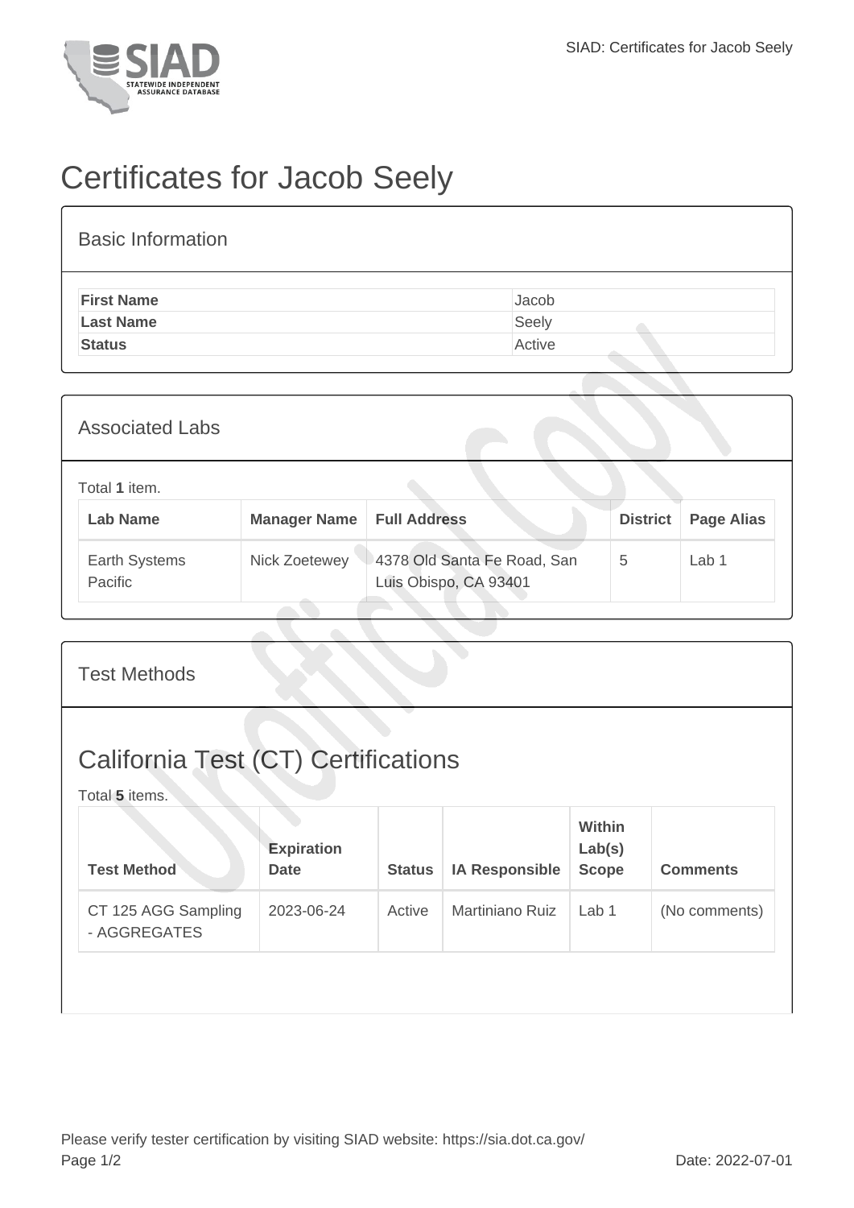# Certificates for Jacob Seely

## Basic Information

| | |
|---|---|
| **First Name** | Jacob |
| **Last Name** | Seely |
| **Status** | Active |

## Associated Labs

Total **1** item.

| Lab Name | Manager Name | Full Address | District | Page Alias |
|---|---|---|---|---|
| Earth Systems Pacific | Nick Zoetewey | 4378 Old Santa Fe Road, San Luis Obispo, CA 93401 | 5 | Lab 1 |

## Test Methods

## California Test (CT) Certifications

Total **5** items.

| Test Method | Expiration Date | Status | IA Responsible | Within Lab(s) Scope | Comments |
|---|---|---|---|---|---|
| CT 125 AGG Sampling - AGGREGATES | 2023-06-24 | Active | Martiniano Ruiz | Lab 1 | (No comments) |

Please verify tester certification by visiting SIAD website: https://sia.dot.ca.gov/

Date: 2022-07-01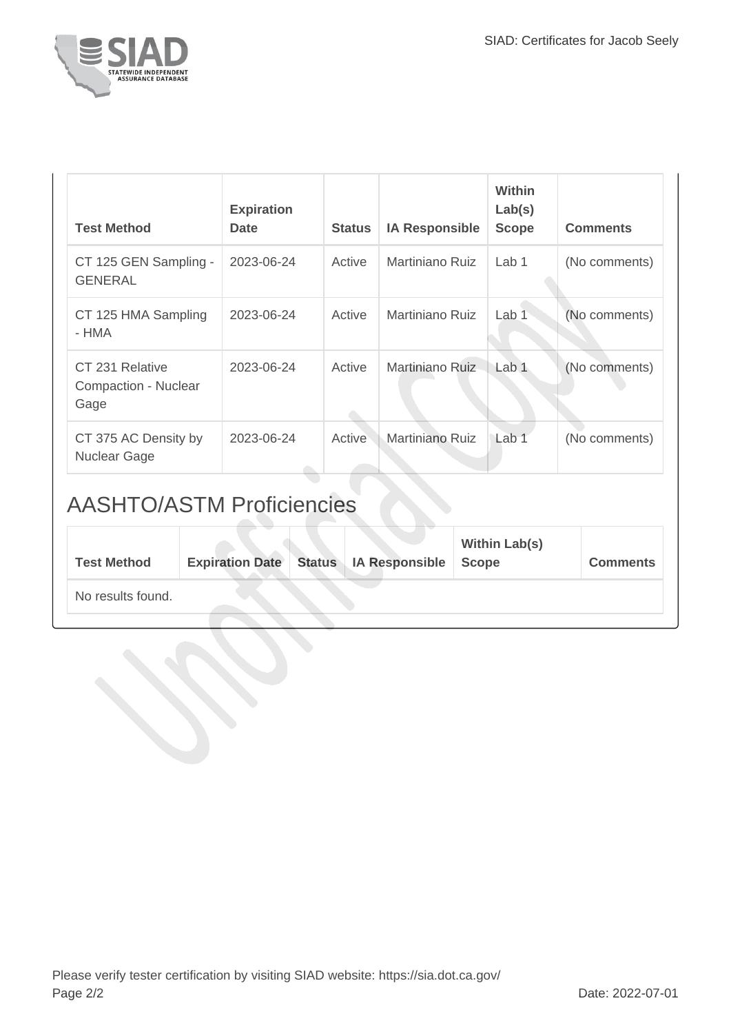| Test Method | Expiration Date | Status | IA Responsible | Within Lab(s) Scope | Comments |
|---|---|---|---|---|---|
| CT 125 GEN Sampling - GENERAL | 2023-06-24 | Active | Martiniano Ruiz | Lab 1 | (No comments) |
| CT 125 HMA Sampling - HMA | 2023-06-24 | Active | Martiniano Ruiz | Lab 1 | (No comments) |
| CT 231 Relative Compaction - Nuclear Gage | 2023-06-24 | Active | Martiniano Ruiz | Lab 1 | (No comments) |
| CT 375 AC Density by Nuclear Gage | 2023-06-24 | Active | Martiniano Ruiz | Lab 1 | (No comments) |

## AASHTO/ASTM Proficiencies

| Test Method | Expiration Date | Status | IA Responsible | Within Lab(s) Scope | Comments |
|---|---|---|---|---|---|
| No results found. | | | | | |

Please verify tester certification by visiting SIAD website: https://sia.dot.ca.gov/

Date: 2022-07-01